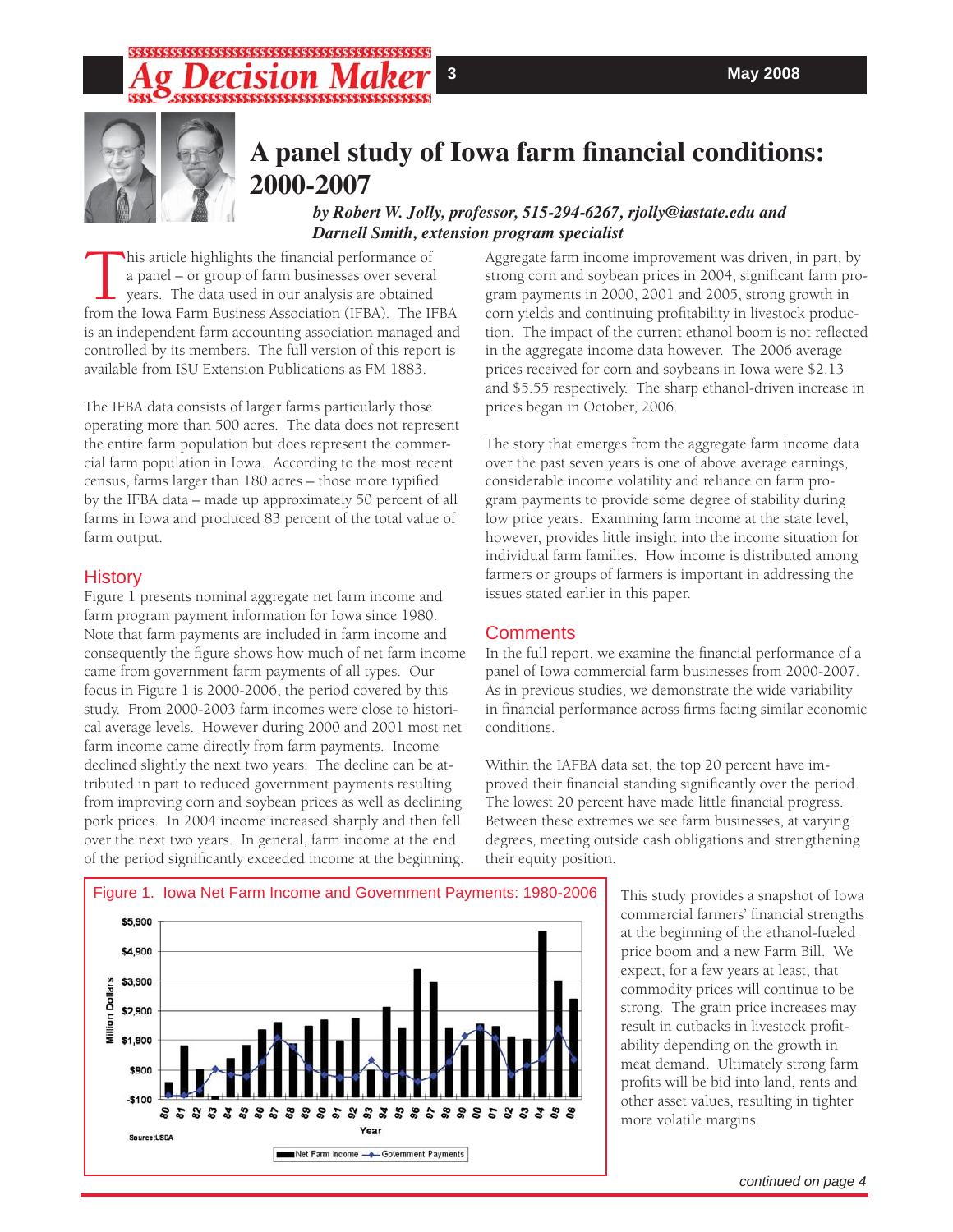# A panel study of Iowa farm financial conditions: 2000-2007

*by Robert W. Jolly, professor, 515-294-6267, rjolly@iastate.edu and Darnell Smith, extension program specialist*

This article highlights the financial performance of a panel – or group of farm businesses over several years. The data used in our analysis are obtained from the Iowa Farm Business Association (IFBA). The IFBA is an independent farm accounting association managed and controlled by its members. The full version of this report is available from ISU Extension Publications as FM 1883.

The IFBA data consists of larger farms particularly those operating more than 500 acres. The data does not represent the entire farm population but does represent the commercial farm population in Iowa. According to the most recent census, farms larger than 180 acres – those more typified by the IFBA data – made up approximately 50 percent of all farms in Iowa and produced 83 percent of the total value of farm output.

## History

Figure 1 presents nominal aggregate net farm income and farm program payment information for Iowa since 1980. Note that farm payments are included in farm income and consequently the figure shows how much of net farm income came from government farm payments of all types. Our focus in Figure 1 is 2000-2006, the period covered by this study. From 2000-2003 farm incomes were close to historical average levels. However during 2000 and 2001 most net farm income came directly from farm payments. Income declined slightly the next two years. The decline can be attributed in part to reduced government payments resulting from improving corn and soybean prices as well as declining pork prices. In 2004 income increased sharply and then fell over the next two years. In general, farm income at the end of the period significantly exceeded income at the beginning.

Aggregate farm income improvement was driven, in part, by strong corn and soybean prices in 2004, significant farm program payments in 2000, 2001 and 2005, strong growth in corn yields and continuing profitability in livestock production. The impact of the current ethanol boom is not reflected in the aggregate income data however. The 2006 average prices received for corn and soybeans in Iowa were $2.13 and $5.55 respectively. The sharp ethanol-driven increase in prices began in October, 2006.

The story that emerges from the aggregate farm income data over the past seven years is one of above average earnings, considerable income volatility and reliance on farm program payments to provide some degree of stability during low price years. Examining farm income at the state level, however, provides little insight into the income situation for individual farm families. How income is distributed among farmers or groups of farmers is important in addressing the issues stated earlier in this paper.

## Comments

In the full report, we examine the financial performance of a panel of Iowa commercial farm businesses from 2000-2007. As in previous studies, we demonstrate the wide variability in financial performance across firms facing similar economic conditions.

Within the IAFBA data set, the top 20 percent have improved their financial standing significantly over the period. The lowest 20 percent have made little financial progress. Between these extremes we see farm businesses, at varying degrees, meeting outside cash obligations and strengthening their equity position.

Figure 1. Iowa Net Farm Income and Government Payments: 1980-2006

Source: USDA

This study provides a snapshot of Iowa commercial farmers' financial strengths at the beginning of the ethanol-fueled price boom and a new Farm Bill. We expect, for a few years at least, that commodity prices will continue to be strong. The grain price increases may result in cutbacks in livestock profitability depending on the growth in meat demand. Ultimately strong farm profits will be bid into land, rents and other asset values, resulting in tighter more volatile margins.

*continued on page 4*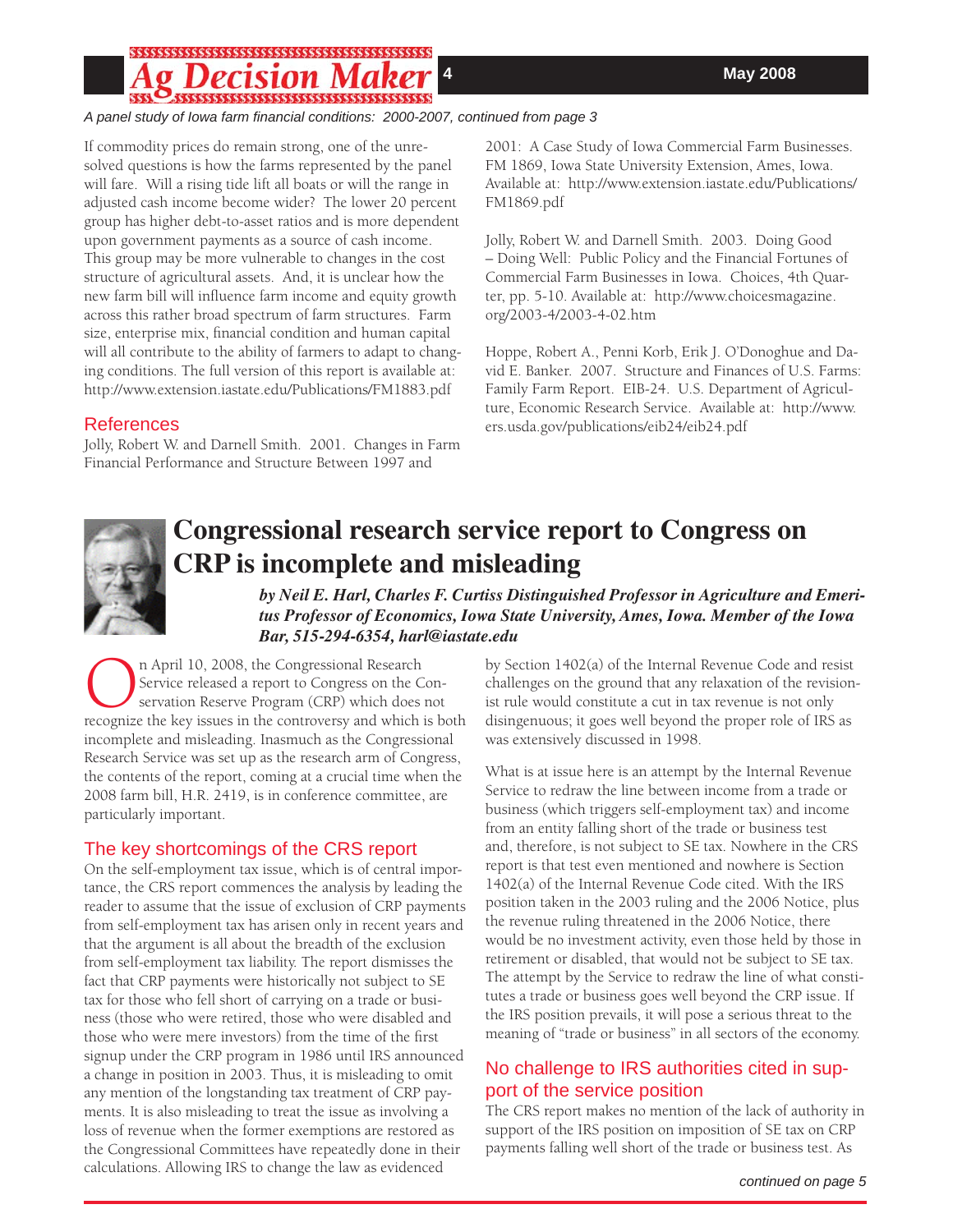*A panel study of Iowa farm financial conditions: 2000-2007, continued from page 3*

If commodity prices do remain strong, one of the unresolved questions is how the farms represented by the panel will fare. Will a rising tide lift all boats or will the range in adjusted cash income become wider? The lower 20 percent group has higher debt-to-asset ratios and is more dependent upon government payments as a source of cash income. This group may be more vulnerable to changes in the cost structure of agricultural assets. And, it is unclear how the new farm bill will influence farm income and equity growth across this rather broad spectrum of farm structures. Farm size, enterprise mix, financial condition and human capital will all contribute to the ability of farmers to adapt to changing conditions. The full version of this report is available at: http://www.extension.iastate.edu/Publications/FM1883.pdf

## References

Jolly, Robert W. and Darnell Smith. 2001. Changes in Farm Financial Performance and Structure Between 1997 and 2001: A Case Study of Iowa Commercial Farm Businesses. FM 1869, Iowa State University Extension, Ames, Iowa. Available at: http://www.extension.iastate.edu/Publications/FM1869.pdf

Jolly, Robert W. and Darnell Smith. 2003. Doing Good – Doing Well: Public Policy and the Financial Fortunes of Commercial Farm Businesses in Iowa. Choices, 4th Quarter, pp. 5-10. Available at: http://www.choicesmagazine.org/2003-4/2003-4-02.htm

Hoppe, Robert A., Penni Korb, Erik J. O'Donoghue and David E. Banker. 2007. Structure and Finances of U.S. Farms: Family Farm Report. EIB-24. U.S. Department of Agriculture, Economic Research Service. Available at: http://www.ers.usda.gov/publications/eib24/eib24.pdf

# Congressional research service report to Congress on CRP is incomplete and misleading

***by Neil E. Harl, Charles F. Curtiss Distinguished Professor in Agriculture and Emeritus Professor of Economics, Iowa State University, Ames, Iowa. Member of the Iowa Bar, 515-294-6354, harl@iastate.edu***

On April 10, 2008, the Congressional Research Service released a report to Congress on the Conservation Reserve Program (CRP) which does not recognize the key issues in the controversy and which is both incomplete and misleading. Inasmuch as the Congressional Research Service was set up as the research arm of Congress, the contents of the report, coming at a crucial time when the 2008 farm bill, H.R. 2419, is in conference committee, are particularly important.

## The key shortcomings of the CRS report

On the self-employment tax issue, which is of central importance, the CRS report commences the analysis by leading the reader to assume that the issue of exclusion of CRP payments from self-employment tax has arisen only in recent years and that the argument is all about the breadth of the exclusion from self-employment tax liability. The report dismisses the fact that CRP payments were historically not subject to SE tax for those who fell short of carrying on a trade or business (those who were retired, those who were disabled and those who were mere investors) from the time of the first signup under the CRP program in 1986 until IRS announced a change in position in 2003. Thus, it is misleading to omit any mention of the longstanding tax treatment of CRP payments. It is also misleading to treat the issue as involving a loss of revenue when the former exemptions are restored as the Congressional Committees have repeatedly done in their calculations. Allowing IRS to change the law as evidenced by Section 1402(a) of the Internal Revenue Code and resist challenges on the ground that any relaxation of the revisionist rule would constitute a cut in tax revenue is not only disingenuous; it goes well beyond the proper role of IRS as was extensively discussed in 1998.

What is at issue here is an attempt by the Internal Revenue Service to redraw the line between income from a trade or business (which triggers self-employment tax) and income from an entity falling short of the trade or business test and, therefore, is not subject to SE tax. Nowhere in the CRS report is that test even mentioned and nowhere is Section 1402(a) of the Internal Revenue Code cited. With the IRS position taken in the 2003 ruling and the 2006 Notice, plus the revenue ruling threatened in the 2006 Notice, there would be no investment activity, even those held by those in retirement or disabled, that would not be subject to SE tax. The attempt by the Service to redraw the line of what constitutes a trade or business goes well beyond the CRP issue. If the IRS position prevails, it will pose a serious threat to the meaning of "trade or business" in all sectors of the economy.

## No challenge to IRS authorities cited in support of the service position

The CRS report makes no mention of the lack of authority in support of the IRS position on imposition of SE tax on CRP payments falling well short of the trade or business test. As

*continued on page 5*